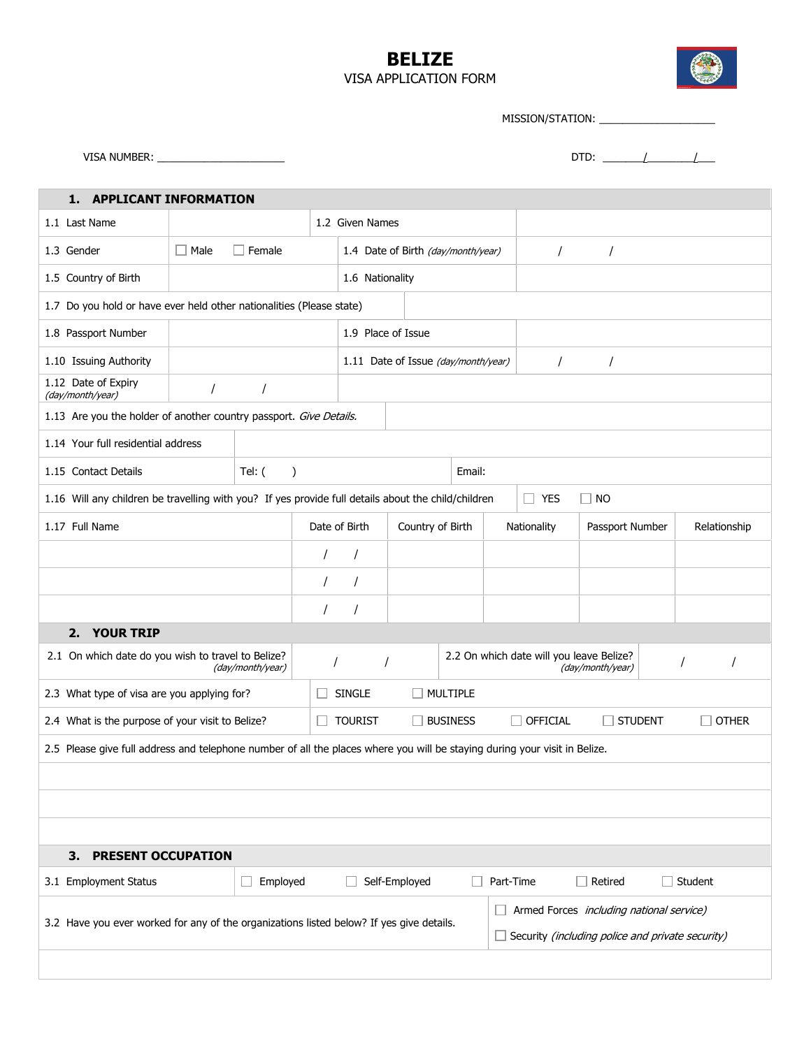# BELIZE

VISA APPLICATION FORM

MISSION/STATION: ____________________

VISA NUMBER: ______________________

DTD: _______/_______/___

## 1. APPLICANT INFORMATION

| | | | |
|---|---|---|---|
| 1.1 Last Name | | 1.2 Given Names | |
| 1.3 Gender | ☐ Male ☐ Female | 1.4 Date of Birth *(day/month/year)* | / / |
| 1.5 Country of Birth | | 1.6 Nationality | |
| 1.7 Do you hold or have ever held other nationalities (Please state) | | | |
| 1.8 Passport Number | | 1.9 Place of Issue | |
| 1.10 Issuing Authority | | 1.11 Date of Issue *(day/month/year)* | / / |
| 1.12 Date of Expiry *(day/month/year)* | / / | | |
| 1.13 Are you the holder of another country passport. *Give Details.* | | | |
| 1.14 Your full residential address | | | |
| 1.15 Contact Details | Tel: ( ) | Email: | |
| 1.16 Will any children be travelling with you? If yes provide full details about the child/children | | ☐ YES ☐ NO | |

| 1.17 Full Name | Date of Birth | Country of Birth | Nationality | Passport Number | Relationship |
|---|---|---|---|---|---|
| | / / | | | | |
| | / / | | | | |
| | / / | | | | |

## 2. YOUR TRIP

| | | | |
|---|---|---|---|
| 2.1 On which date do you wish to travel to Belize? *(day/month/year)* | / / | 2.2 On which date will you leave Belize? *(day/month/year)* | / / |
| 2.3 What type of visa are you applying for? | ☐ SINGLE ☐ MULTIPLE | | |
| 2.4 What is the purpose of your visit to Belize? | ☐ TOURIST ☐ BUSINESS ☐ OFFICIAL ☐ STUDENT ☐ OTHER | | |

2.5 Please give full address and telephone number of all the places where you will be staying during your visit in Belize.

&nbsp;

&nbsp;

## 3. PRESENT OCCUPATION

| | |
|---|---|
| 3.1 Employment Status | ☐ Employed ☐ Self-Employed ☐ Part-Time ☐ Retired ☐ Student |
| 3.2 Have you ever worked for any of the organizations listed below? If yes give details. | ☐ Armed Forces *including national service)*<br>☐ Security *(including police and private security)* |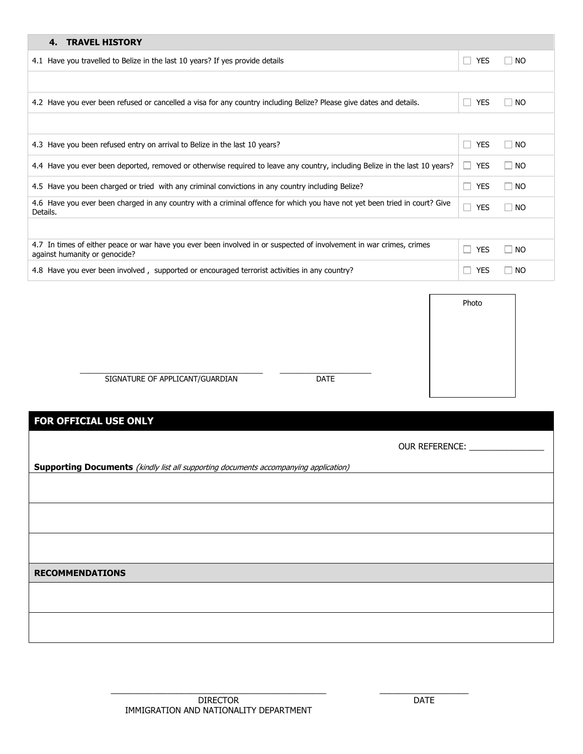## 4. TRAVEL HISTORY

| | | |
|---|---|---|
| 4.1 Have you travelled to Belize in the last 10 years? If yes provide details | ☐ YES | ☐ NO |
| | | |
| 4.2 Have you ever been refused or cancelled a visa for any country including Belize? Please give dates and details. | ☐ YES | ☐ NO |
| | | |
| 4.3 Have you been refused entry on arrival to Belize in the last 10 years? | ☐ YES | ☐ NO |
| 4.4 Have you ever been deported, removed or otherwise required to leave any country, including Belize in the last 10 years? | ☐ YES | ☐ NO |
| 4.5 Have you been charged or tried with any criminal convictions in any country including Belize? | ☐ YES | ☐ NO |
| 4.6 Have you ever been charged in any country with a criminal offence for which you have not yet been tried in court? Give Details. | ☐ YES | ☐ NO |
| | | |
| 4.7 In times of either peace or war have you ever been involved in or suspected of involvement in war crimes, crimes against humanity or genocide? | ☐ YES | ☐ NO |
| 4.8 Have you ever been involved , supported or encouraged terrorist activities in any country? | ☐ YES | ☐ NO |

Photo

_______________________________________ _____________________

SIGNATURE OF APPLICANT/GUARDIAN DATE

## FOR OFFICIAL USE ONLY

OUR REFERENCE: _______________

**Supporting Documents** *(kindly list all supporting documents accompanying application)*

| |
|---|
| |
| |
| |

**RECOMMENDATIONS**

| |
|---|
| |
| |

_______________________________________ ___________________

DIRECTOR DATE

IMMIGRATION AND NATIONALITY DEPARTMENT